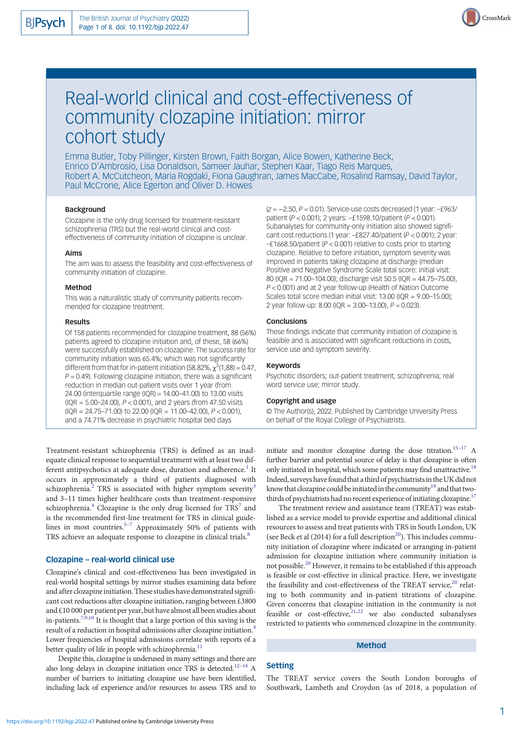# Real-world clinical and cost-effectiveness of community clozapine initiation: mirror cohort study

Emma Butler, Toby Pillinger, Kirsten Brown, Faith Borgan, Alice Bowen, Katherine Beck, Enrico D'Ambrosio, Lisa Donaldson, Sameer Jauhar, Stephen Kaar, Tiago Reis Marques, Robert A. McCutcheon, Maria Rogdaki, Fiona Gaughran, James MacCabe, Rosalind Ramsay, David Taylor, Paul McCrone, Alice Egerton and Oliver D. Howes

### Background

Clozapine is the only drug licensed for treatment-resistant schizophrenia (TRS) but the real-world clinical and cost-effectiveness of community initiation of clozapine is unclear.

### Aims

The aim was to assess the feasibility and cost-effectiveness of community initiation of clozapine.

### Method

This was a naturalistic study of community patients recommended for clozapine treatment.

### Results

Of 158 patients recommended for clozapine treatment, 88 (56%) patients agreed to clozapine initiation and, of these, 58 (66%) were successfully established on clozapine. The success rate for community initiation was 65.4%; which was not significantly different from that for in-patient initiation (58.82%, $\chi^2(1,88) = 0.47$, $P = 0.49$). Following clozapine initiation, there was a significant reduction in median out-patient visits over 1 year (from 24.00 (interquartile range (IQR) = 14.00–41.00) to 13.00 visits (IQR = 5.00–24.00), $P < 0.001$), and 2 years (from 47.50 visits (IQR = 24.75–71.00) to 22.00 (IQR = 11.00–42.00), $P < 0.001$), and a 74.71% decrease in psychiatric hospital bed days ($Z = -2.50$, $P = 0.01$). Service-use costs decreased (1 year: −£963/patient ($P < 0.001$); 2 years: −£1598.10/patient ($P < 0.001$). Subanalyses for community-only initiation also showed significant cost reductions (1 year: −£827.40/patient ($P < 0.001$); 2 year: −£1668.50/patient ($P < 0.001$) relative to costs prior to starting clozapine. Relative to before initiation, symptom severity was improved in patients taking clozapine at discharge (median Positive and Negative Syndrome Scale total score: initial visit: 80 (IQR = 71.00–104.00); discharge visit 50.5 (IQR = 44.75–75.00), $P < 0.001$) and at 2 year follow-up (Health of Nation Outcome Scales total score median initial visit: 13.00 (IQR = 9.00–15.00); 2 year follow-up: 8.00 (IQR = 3.00–13.00), $P = 0.023$).

### Conclusions

These findings indicate that community initiation of clozapine is feasible and is associated with significant reductions in costs, service use and symptom severity.

### Keywords

Psychotic disorders; out-patient treatment; schizophrenia; real word service use; mirror study.

### Copyright and usage

© The Author(s), 2022. Published by Cambridge University Press on behalf of the Royal College of Psychiatrists.

Treatment-resistant schizophrenia (TRS) is defined as an inadequate clinical response to sequential treatment with at least two different antipsychotics at adequate dose, duration and adherence.[1] It occurs in approximately a third of patients diagnosed with schizophrenia.[2] TRS is associated with higher symptom severity[3] and 3–11 times higher healthcare costs than treatment-responsive schizophrenia.[4] Clozapine is the only drug licensed for TRS[7] and is the recommended first-line treatment for TRS in clinical guidelines in most countries.[5–7] Approximately 50% of patients with TRS achieve an adequate response to clozapine in clinical trials.[8]

## Clozapine – real-world clinical use

Clozapine's clinical and cost-effectiveness has been investigated in real-world hospital settings by mirror studies examining data before and after clozapine initiation. These studies have demonstrated significant cost reductions after clozapine initiation, ranging between £3800 and £10 000 per patient per year, but have almost all been studies about in-patients.[7,9,10] It is thought that a large portion of this saving is the result of a reduction in hospital admissions after clozapine initiation.[4] Lower frequencies of hospital admissions correlate with reports of a better quality of life in people with schizophrenia.[11]

Despite this, clozapine is underused in many settings and there are also long delays in clozapine initiation once TRS is detected.[12–14] A number of barriers to initiating clozapine use have been identified, including lack of experience and/or resources to assess TRS and to initiate and monitor clozapine during the dose titration.[15–17] A further barrier and potential source of delay is that clozapine is often only initiated in hospital, which some patients may find unattractive.[18] Indeed, surveys have found that a third of psychiatrists in the UK did not know that clozapine could be initiated in the community[19] and that two-thirds of psychiatrists had no recent experience of initiating clozapine.[17]

The treatment review and assistance team (TREAT) was established as a service model to provide expertise and additional clinical resources to assess and treat patients with TRS in South London, UK (see Beck et al (2014) for a full description[20]). This includes community initiation of clozapine where indicated or arranging in-patient admission for clozapine initiation where community initiation is not possible.[20] However, it remains to be established if this approach is feasible or cost-effective in clinical practice. Here, we investigate the feasibility and cost-effectiveness of the TREAT service,[20] relating to both community and in-patient titrations of clozapine. Given concerns that clozapine initiation in the community is not feasible or cost-effective,[21,22] we also conducted subanalyses restricted to patients who commenced clozapine in the community.

## Method

### Setting

The TREAT service covers the South London boroughs of Southwark, Lambeth and Croydon (as of 2018, a population of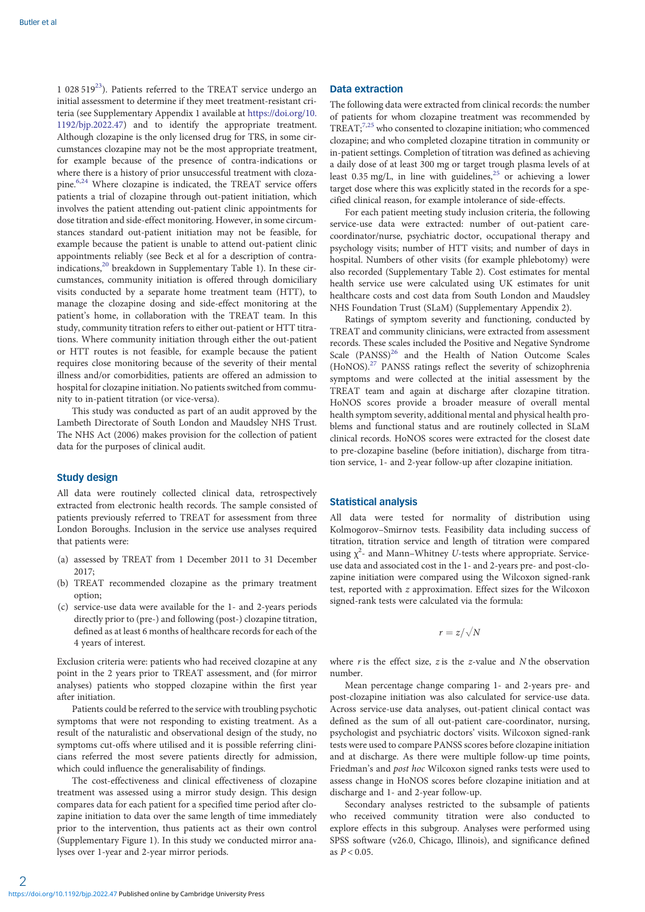1 028 519[23]). Patients referred to the TREAT service undergo an initial assessment to determine if they meet treatment-resistant criteria (see Supplementary Appendix 1 available at https://doi.org/10.1192/bjp.2022.47) and to identify the appropriate treatment. Although clozapine is the only licensed drug for TRS, in some circumstances clozapine may not be the most appropriate treatment, for example because of the presence of contra-indications or where there is a history of prior unsuccessful treatment with clozapine.[6,24] Where clozapine is indicated, the TREAT service offers patients a trial of clozapine through out-patient initiation, which involves the patient attending out-patient clinic appointments for dose titration and side-effect monitoring. However, in some circumstances standard out-patient initiation may not be feasible, for example because the patient is unable to attend out-patient clinic appointments reliably (see Beck et al for a description of contra-indications,[20] breakdown in Supplementary Table 1). In these circumstances, community initiation is offered through domiciliary visits conducted by a separate home treatment team (HTT), to manage the clozapine dosing and side-effect monitoring at the patient's home, in collaboration with the TREAT team. In this study, community titration refers to either out-patient or HTT titrations. Where community initiation through either the out-patient or HTT routes is not feasible, for example because the patient requires close monitoring because of the severity of their mental illness and/or comorbidities, patients are offered an admission to hospital for clozapine initiation. No patients switched from community to in-patient titration (or vice-versa).

This study was conducted as part of an audit approved by the Lambeth Directorate of South London and Maudsley NHS Trust. The NHS Act (2006) makes provision for the collection of patient data for the purposes of clinical audit.

## Study design

All data were routinely collected clinical data, retrospectively extracted from electronic health records. The sample consisted of patients previously referred to TREAT for assessment from three London Boroughs. Inclusion in the service use analyses required that patients were:

(a) assessed by TREAT from 1 December 2011 to 31 December 2017;
(b) TREAT recommended clozapine as the primary treatment option;
(c) service-use data were available for the 1- and 2-years periods directly prior to (pre-) and following (post-) clozapine titration, defined as at least 6 months of healthcare records for each of the 4 years of interest.

Exclusion criteria were: patients who had received clozapine at any point in the 2 years prior to TREAT assessment, and (for mirror analyses) patients who stopped clozapine within the first year after initiation.

Patients could be referred to the service with troubling psychotic symptoms that were not responding to existing treatment. As a result of the naturalistic and observational design of the study, no symptoms cut-offs where utilised and it is possible referring clinicians referred the most severe patients directly for admission, which could influence the generalisability of findings.

The cost-effectiveness and clinical effectiveness of clozapine treatment was assessed using a mirror study design. This design compares data for each patient for a specified time period after clozapine initiation to data over the same length of time immediately prior to the intervention, thus patients act as their own control (Supplementary Figure 1). In this study we conducted mirror analyses over 1-year and 2-year mirror periods.

## Data extraction

The following data were extracted from clinical records: the number of patients for whom clozapine treatment was recommended by TREAT;[7,25] who consented to clozapine initiation; who commenced clozapine; and who completed clozapine titration in community or in-patient settings. Completion of titration was defined as achieving a daily dose of at least 300 mg or target trough plasma levels of at least 0.35 mg/L, in line with guidelines,[25] or achieving a lower target dose where this was explicitly stated in the records for a specified clinical reason, for example intolerance of side-effects.

For each patient meeting study inclusion criteria, the following service-use data were extracted: number of out-patient care-coordinator/nurse, psychiatric doctor, occupational therapy and psychology visits; number of HTT visits; and number of days in hospital. Numbers of other visits (for example phlebotomy) were also recorded (Supplementary Table 2). Cost estimates for mental health service use were calculated using UK estimates for unit healthcare costs and cost data from South London and Maudsley NHS Foundation Trust (SLaM) (Supplementary Appendix 2).

Ratings of symptom severity and functioning, conducted by TREAT and community clinicians, were extracted from assessment records. These scales included the Positive and Negative Syndrome Scale (PANSS)[26] and the Health of Nation Outcome Scales (HoNOS).[27] PANSS ratings reflect the severity of schizophrenia symptoms and were collected at the initial assessment by the TREAT team and again at discharge after clozapine titration. HoNOS scores provide a broader measure of overall mental health symptom severity, additional mental and physical health problems and functional status and are routinely collected in SLaM clinical records. HoNOS scores were extracted for the closest date to pre-clozapine baseline (before initiation), discharge from titration service, 1- and 2-year follow-up after clozapine initiation.

## Statistical analysis

All data were tested for normality of distribution using Kolmogorov–Smirnov tests. Feasibility data including success of titration, titration service and length of titration were compared using $\chi^2$- and Mann–Whitney $U$-tests where appropriate. Service-use data and associated cost in the 1- and 2-years pre- and post-clozapine initiation were compared using the Wilcoxon signed-rank test, reported with $z$ approximation. Effect sizes for the Wilcoxon signed-rank tests were calculated via the formula:

$$r = z/\sqrt{N}$$

where $r$ is the effect size, $z$ is the $z$-value and $N$ the observation number.

Mean percentage change comparing 1- and 2-years pre- and post-clozapine initiation was also calculated for service-use data. Across service-use data analyses, out-patient clinical contact was defined as the sum of all out-patient care-coordinator, nursing, psychologist and psychiatric doctors' visits. Wilcoxon signed-rank tests were used to compare PANSS scores before clozapine initiation and at discharge. As there were multiple follow-up time points, Friedman's and *post hoc* Wilcoxon signed ranks tests were used to assess change in HoNOS scores before clozapine initiation and at discharge and 1- and 2-year follow-up.

Secondary analyses restricted to the subsample of patients who received community titration were also conducted to explore effects in this subgroup. Analyses were performed using SPSS software (v26.0, Chicago, Illinois), and significance defined as $P < 0.05$.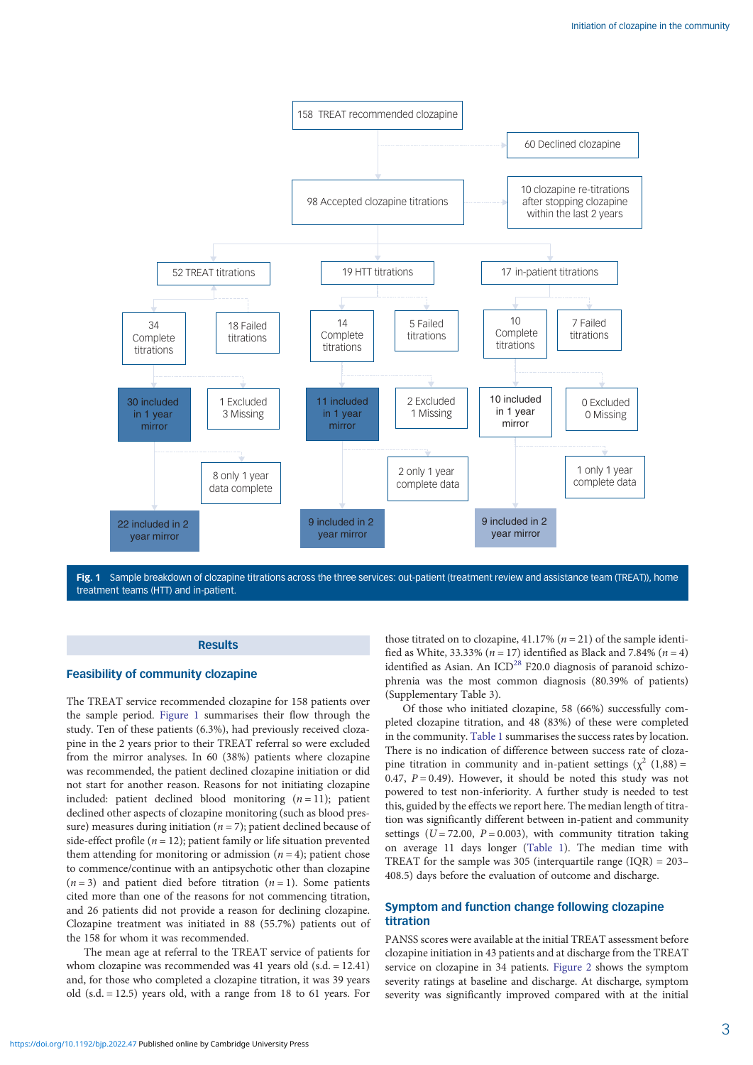- 158 TREAT recommended clozapine
  - 60 Declined clozapine
  - 98 Accepted clozapine titrations
    - 10 clozapine re-titrations after stopping clozapine within the last 2 years
    - 52 TREAT titrations
      - 34 Complete titrations
        - 30 included in 1 year mirror
          - 8 only 1 year data complete
          - 22 included in 2 year mirror
        - 1 Excluded, 3 Missing
      - 18 Failed titrations
    - 19 HTT titrations
      - 14 Complete titrations
        - 11 included in 1 year mirror
          - 2 only 1 year complete data
          - 9 included in 2 year mirror
        - 2 Excluded, 1 Missing
      - 5 Failed titrations
    - 17 in-patient titrations
      - 10 Complete titrations
        - 10 included in 1 year mirror
          - 1 only 1 year complete data
          - 9 included in 2 year mirror
        - 0 Excluded, 0 Missing
      - 7 Failed titrations

**Fig. 1** Sample breakdown of clozapine titrations across the three services: out-patient (treatment review and assistance team (TREAT)), home treatment teams (HTT) and in-patient.

## Results

### Feasibility of community clozapine

The TREAT service recommended clozapine for 158 patients over the sample period. Figure 1 summarises their flow through the study. Ten of these patients (6.3%), had previously received clozapine in the 2 years prior to their TREAT referral so were excluded from the mirror analyses. In 60 (38%) patients where clozapine was recommended, the patient declined clozapine initiation or did not start for another reason. Reasons for not initiating clozapine included: patient declined blood monitoring ($n = 11$); patient declined other aspects of clozapine monitoring (such as blood pressure) measures during initiation ($n = 7$); patient declined because of side-effect profile ($n = 12$); patient family or life situation prevented them attending for monitoring or admission ($n = 4$); patient chose to commence/continue with an antipsychotic other than clozapine ($n = 3$) and patient died before titration ($n = 1$). Some patients cited more than one of the reasons for not commencing titration, and 26 patients did not provide a reason for declining clozapine. Clozapine treatment was initiated in 88 (55.7%) patients out of the 158 for whom it was recommended.

The mean age at referral to the TREAT service of patients for whom clozapine was recommended was 41 years old (s.d. = 12.41) and, for those who completed a clozapine titration, it was 39 years old (s.d. = 12.5) years old, with a range from 18 to 61 years. For those titrated on to clozapine, 41.17% ($n = 21$) of the sample identified as White, 33.33% ($n = 17$) identified as Black and 7.84% ($n = 4$) identified as Asian. An ICD[28] F20.0 diagnosis of paranoid schizophrenia was the most common diagnosis (80.39% of patients) (Supplementary Table 3).

Of those who initiated clozapine, 58 (66%) successfully completed clozapine titration, and 48 (83%) of these were completed in the community. Table 1 summarises the success rates by location. There is no indication of difference between success rate of clozapine titration in community and in-patient settings ($\chi^2$ (1,88) = 0.47, $P = 0.49$). However, it should be noted this study was not powered to test non-inferiority. A further study is needed to test this, guided by the effects we report here. The median length of titration was significantly different between in-patient and community settings ($U = 72.00$, $P = 0.003$), with community titration taking on average 11 days longer (Table 1). The median time with TREAT for the sample was 305 (interquartile range (IQR) = 203–408.5) days before the evaluation of outcome and discharge.

### Symptom and function change following clozapine titration

PANSS scores were available at the initial TREAT assessment before clozapine initiation in 43 patients and at discharge from the TREAT service on clozapine in 34 patients. Figure 2 shows the symptom severity ratings at baseline and discharge. At discharge, symptom severity was significantly improved compared with at the initial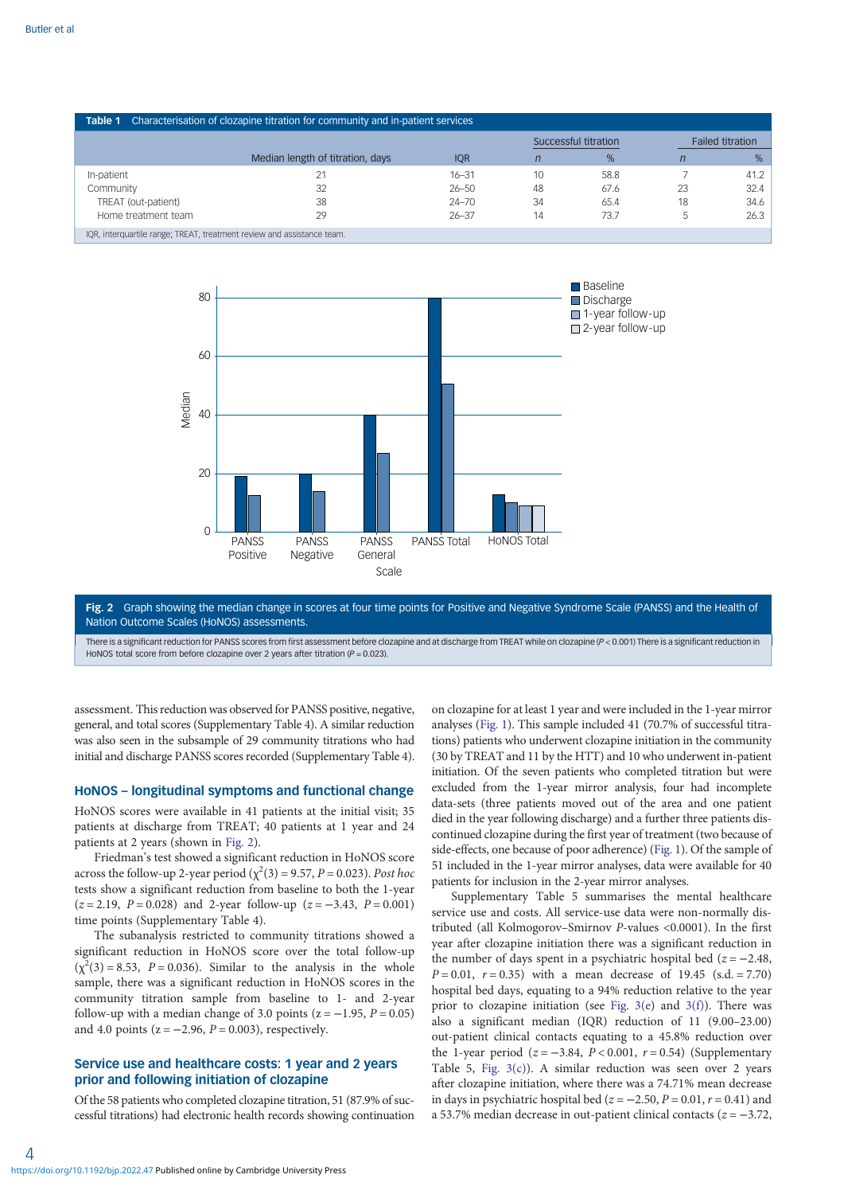**Table 1** Characterisation of clozapine titration for community and in-patient services

| | Median length of titration, days | IQR | Successful titration | | Failed titration | |
|---|---|---|---|---|---|---|
| | | | *n* | % | *n* | % |
| In-patient | 21 | 16–31 | 10 | 58.8 | 7 | 41.2 |
| Community | 32 | 26–50 | 48 | 67.6 | 23 | 32.4 |
| TREAT (out-patient) | 38 | 24–70 | 34 | 65.4 | 18 | 34.6 |
| Home treatment team | 29 | 26–37 | 14 | 73.7 | 5 | 26.3 |

IQR, interquartile range; TREAT, treatment review and assistance team.

**Fig. 2** Graph showing the median change in scores at four time points for Positive and Negative Syndrome Scale (PANSS) and the Health of Nation Outcome Scales (HoNOS) assessments.

There is a significant reduction for PANSS scores from first assessment before clozapine and at discharge from TREAT while on clozapine ($P < 0.001$) There is a significant reduction in HoNOS total score from before clozapine over 2 years after titration ($P = 0.023$).

assessment. This reduction was observed for PANSS positive, negative, general, and total scores (Supplementary Table 4). A similar reduction was also seen in the subsample of 29 community titrations who had initial and discharge PANSS scores recorded (Supplementary Table 4).

## HoNOS – longitudinal symptoms and functional change

HoNOS scores were available in 41 patients at the initial visit; 35 patients at discharge from TREAT; 40 patients at 1 year and 24 patients at 2 years (shown in Fig. 2).

Friedman's test showed a significant reduction in HoNOS score across the follow-up 2-year period ($\chi^2(3) = 9.57$, $P = 0.023$). *Post hoc* tests show a significant reduction from baseline to both the 1-year ($z = 2.19$, $P = 0.028$) and 2-year follow-up ($z = -3.43$, $P = 0.001$) time points (Supplementary Table 4).

The subanalysis restricted to community titrations showed a significant reduction in HoNOS score over the total follow-up ($\chi^2(3) = 8.53$, $P = 0.036$). Similar to the analysis in the whole sample, there was a significant reduction in HoNOS scores in the community titration sample from baseline to 1- and 2-year follow-up with a median change of 3.0 points ($z = -1.95$, $P = 0.05$) and 4.0 points ($z = -2.96$, $P = 0.003$), respectively.

## Service use and healthcare costs: 1 year and 2 years prior and following initiation of clozapine

Of the 58 patients who completed clozapine titration, 51 (87.9% of successful titrations) had electronic health records showing continuation on clozapine for at least 1 year and were included in the 1-year mirror analyses (Fig. 1). This sample included 41 (70.7% of successful titrations) patients who underwent clozapine initiation in the community (30 by TREAT and 11 by the HTT) and 10 who underwent in-patient initiation. Of the seven patients who completed titration but were excluded from the 1-year mirror analysis, four had incomplete data-sets (three patients moved out of the area and one patient died in the year following discharge) and a further three patients discontinued clozapine during the first year of treatment (two because of side-effects, one because of poor adherence) (Fig. 1). Of the sample of 51 included in the 1-year mirror analyses, data were available for 40 patients for inclusion in the 2-year mirror analyses.

Supplementary Table 5 summarises the mental healthcare service use and costs. All service-use data were non-normally distributed (all Kolmogorov–Smirnov *P*-values <0.0001). In the first year after clozapine initiation there was a significant reduction in the number of days spent in a psychiatric hospital bed ($z = -2.48$, $P = 0.01$, $r = 0.35$) with a mean decrease of 19.45 (s.d. = 7.70) hospital bed days, equating to a 94% reduction relative to the year prior to clozapine initiation (see Fig. 3(e) and 3(f)). There was also a significant median (IQR) reduction of 11 (9.00–23.00) out-patient clinical contacts equating to a 45.8% reduction over the 1-year period ($z = -3.84$, $P < 0.001$, $r = 0.54$) (Supplementary Table 5, Fig. 3(c)). A similar reduction was seen over 2 years after clozapine initiation, where there was a 74.71% mean decrease in days in psychiatric hospital bed ($z = -2.50$, $P = 0.01$, $r = 0.41$) and a 53.7% median decrease in out-patient clinical contacts ($z = -3.72$,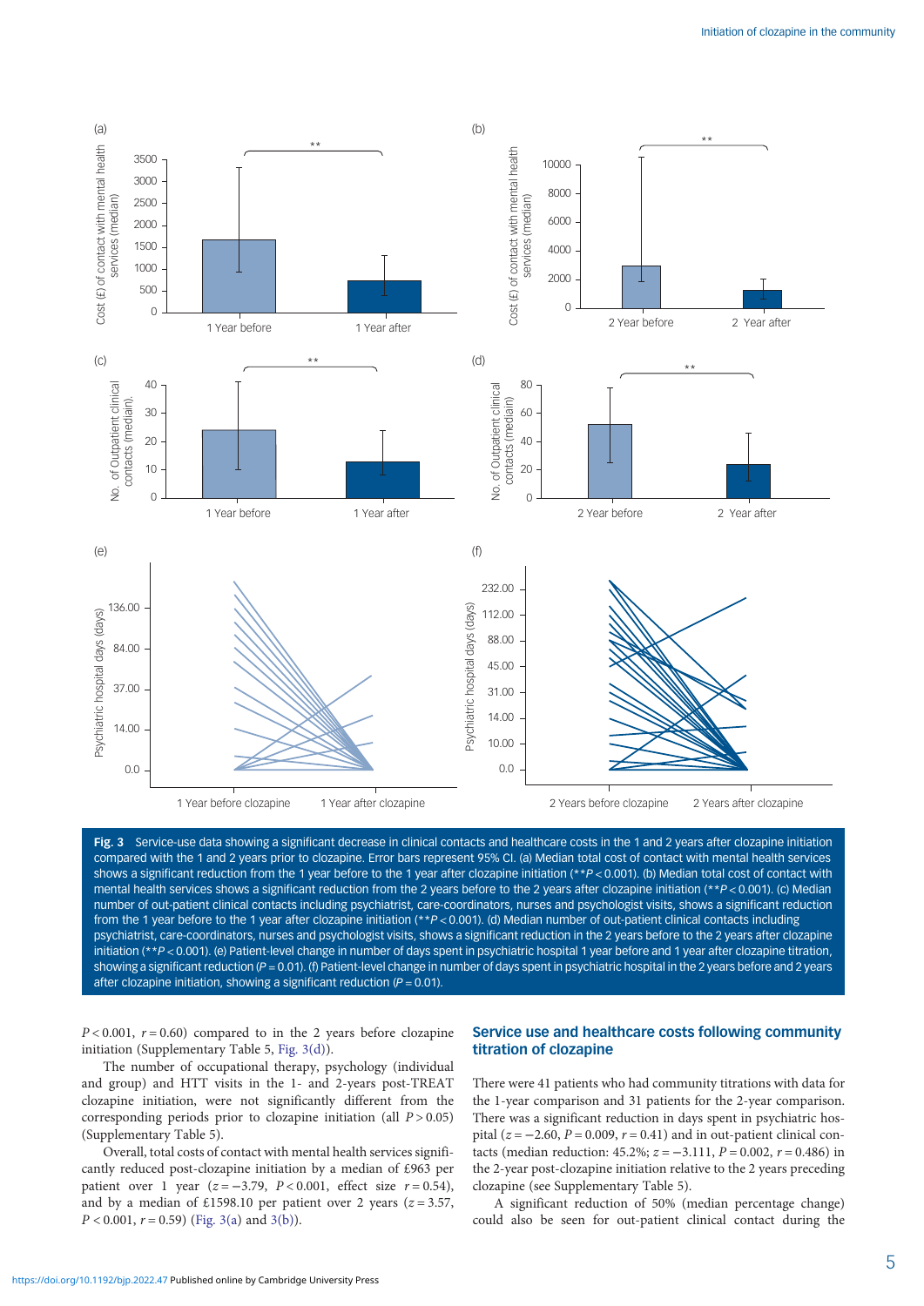Fig. 3 Service-use data showing a significant decrease in clinical contacts and healthcare costs in the 1 and 2 years after clozapine initiation compared with the 1 and 2 years prior to clozapine. Error bars represent 95% CI. (a) Median total cost of contact with mental health services shows a significant reduction from the 1 year before to the 1 year after clozapine initiation (**$P < 0.001$). (b) Median total cost of contact with mental health services shows a significant reduction from the 2 years before to the 2 years after clozapine initiation (**$P < 0.001$). (c) Median number of out-patient clinical contacts including psychiatrist, care-coordinators, nurses and psychologist visits, shows a significant reduction from the 1 year before to the 1 year after clozapine initiation (**$P < 0.001$). (d) Median number of out-patient clinical contacts including psychiatrist, care-coordinators, nurses and psychologist visits, shows a significant reduction in the 2 years before to the 2 years after clozapine initiation (**$P < 0.001$). (e) Patient-level change in number of days spent in psychiatric hospital 1 year before and 1 year after clozapine titration, showing a significant reduction ($P = 0.01$). (f) Patient-level change in number of days spent in psychiatric hospital in the 2 years before and 2 years after clozapine initiation, showing a significant reduction ($P = 0.01$).

$P < 0.001$, $r = 0.60$) compared to in the 2 years before clozapine initiation (Supplementary Table 5, Fig. 3(d)).

The number of occupational therapy, psychology (individual and group) and HTT visits in the 1- and 2-years post-TREAT clozapine initiation, were not significantly different from the corresponding periods prior to clozapine initiation (all $P > 0.05$) (Supplementary Table 5).

Overall, total costs of contact with mental health services significantly reduced post-clozapine initiation by a median of £963 per patient over 1 year ($z = -3.79$, $P < 0.001$, effect size $r = 0.54$), and by a median of £1598.10 per patient over 2 years ($z = 3.57$, $P < 0.001$, $r = 0.59$) (Fig. 3(a) and 3(b)).

## Service use and healthcare costs following community titration of clozapine

There were 41 patients who had community titrations with data for the 1-year comparison and 31 patients for the 2-year comparison. There was a significant reduction in days spent in psychiatric hospital ($z = -2.60$, $P = 0.009$, $r = 0.41$) and in out-patient clinical contacts (median reduction: 45.2%; $z = -3.111$, $P = 0.002$, $r = 0.486$) in the 2-year post-clozapine initiation relative to the 2 years preceding clozapine (see Supplementary Table 5).

A significant reduction of 50% (median percentage change) could also be seen for out-patient clinical contact during the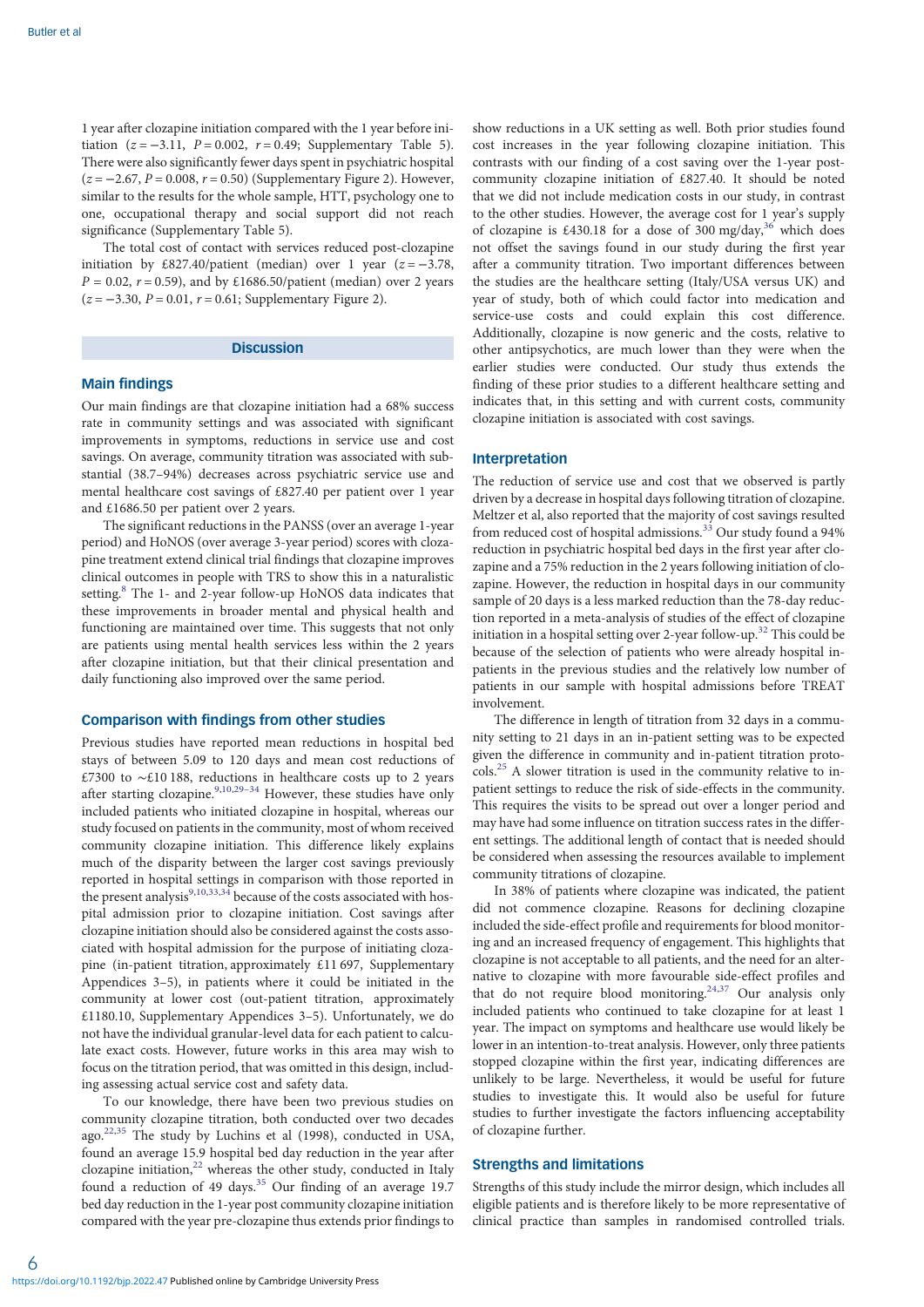1 year after clozapine initiation compared with the 1 year before initiation ($z = -3.11$, $P = 0.002$, $r = 0.49$; Supplementary Table 5). There were also significantly fewer days spent in psychiatric hospital ($z = -2.67$, $P = 0.008$, $r = 0.50$) (Supplementary Figure 2). However, similar to the results for the whole sample, HTT, psychology one to one, occupational therapy and social support did not reach significance (Supplementary Table 5).

The total cost of contact with services reduced post-clozapine initiation by £827.40/patient (median) over 1 year ($z = -3.78$, $P = 0.02$, $r = 0.59$), and by £1686.50/patient (median) over 2 years ($z = -3.30$, $P = 0.01$, $r = 0.61$; Supplementary Figure 2).

## Discussion

### Main findings

Our main findings are that clozapine initiation had a 68% success rate in community settings and was associated with significant improvements in symptoms, reductions in service use and cost savings. On average, community titration was associated with substantial (38.7–94%) decreases across psychiatric service use and mental healthcare cost savings of £827.40 per patient over 1 year and £1686.50 per patient over 2 years.

The significant reductions in the PANSS (over an average 1-year period) and HoNOS (over average 3-year period) scores with clozapine treatment extend clinical trial findings that clozapine improves clinical outcomes in people with TRS to show this in a naturalistic setting.[8] The 1- and 2-year follow-up HoNOS data indicates that these improvements in broader mental and physical health and functioning are maintained over time. This suggests that not only are patients using mental health services less within the 2 years after clozapine initiation, but that their clinical presentation and daily functioning also improved over the same period.

### Comparison with findings from other studies

Previous studies have reported mean reductions in hospital bed stays of between 5.09 to 120 days and mean cost reductions of £7300 to ~£10 188, reductions in healthcare costs up to 2 years after starting clozapine.[9,10,29–34] However, these studies have only included patients who initiated clozapine in hospital, whereas our study focused on patients in the community, most of whom received community clozapine initiation. This difference likely explains much of the disparity between the larger cost savings previously reported in hospital settings in comparison with those reported in the present analysis[9,10,33,34] because of the costs associated with hospital admission prior to clozapine initiation. Cost savings after clozapine initiation should also be considered against the costs associated with hospital admission for the purpose of initiating clozapine (in-patient titration, approximately £11 697, Supplementary Appendices 3–5), in patients where it could be initiated in the community at lower cost (out-patient titration, approximately £1180.10, Supplementary Appendices 3–5). Unfortunately, we do not have the individual granular-level data for each patient to calculate exact costs. However, future works in this area may wish to focus on the titration period, that was omitted in this design, including assessing actual service cost and safety data.

To our knowledge, there have been two previous studies on community clozapine titration, both conducted over two decades ago.[22,35] The study by Luchins et al (1998), conducted in USA, found an average 15.9 hospital bed day reduction in the year after clozapine initiation,[22] whereas the other study, conducted in Italy found a reduction of 49 days.[35] Our finding of an average 19.7 bed day reduction in the 1-year post community clozapine initiation compared with the year pre-clozapine thus extends prior findings to show reductions in a UK setting as well. Both prior studies found cost increases in the year following clozapine initiation. This contrasts with our finding of a cost saving over the 1-year post-community clozapine initiation of £827.40. It should be noted that we did not include medication costs in our study, in contrast to the other studies. However, the average cost for 1 year's supply of clozapine is £430.18 for a dose of 300 mg/day,[36] which does not offset the savings found in our study during the first year after a community titration. Two important differences between the studies are the healthcare setting (Italy/USA versus UK) and year of study, both of which could factor into medication and service-use costs and could explain this cost difference. Additionally, clozapine is now generic and the costs, relative to other antipsychotics, are much lower than they were when the earlier studies were conducted. Our study thus extends the finding of these prior studies to a different healthcare setting and indicates that, in this setting and with current costs, community clozapine initiation is associated with cost savings.

### Interpretation

The reduction of service use and cost that we observed is partly driven by a decrease in hospital days following titration of clozapine. Meltzer et al, also reported that the majority of cost savings resulted from reduced cost of hospital admissions.[33] Our study found a 94% reduction in psychiatric hospital bed days in the first year after clozapine and a 75% reduction in the 2 years following initiation of clozapine. However, the reduction in hospital days in our community sample of 20 days is a less marked reduction than the 78-day reduction reported in a meta-analysis of studies of the effect of clozapine initiation in a hospital setting over 2-year follow-up.[32] This could be because of the selection of patients who were already hospital in-patients in the previous studies and the relatively low number of patients in our sample with hospital admissions before TREAT involvement.

The difference in length of titration from 32 days in a community setting to 21 days in an in-patient setting was to be expected given the difference in community and in-patient titration protocols.[25] A slower titration is used in the community relative to in-patient settings to reduce the risk of side-effects in the community. This requires the visits to be spread out over a longer period and may have had some influence on titration success rates in the different settings. The additional length of contact that is needed should be considered when assessing the resources available to implement community titrations of clozapine.

In 38% of patients where clozapine was indicated, the patient did not commence clozapine. Reasons for declining clozapine included the side-effect profile and requirements for blood monitoring and an increased frequency of engagement. This highlights that clozapine is not acceptable to all patients, and the need for an alternative to clozapine with more favourable side-effect profiles and that do not require blood monitoring.[24,37] Our analysis only included patients who continued to take clozapine for at least 1 year. The impact on symptoms and healthcare use would likely be lower in an intention-to-treat analysis. However, only three patients stopped clozapine within the first year, indicating differences are unlikely to be large. Nevertheless, it would be useful for future studies to investigate this. It would also be useful for future studies to further investigate the factors influencing acceptability of clozapine further.

### Strengths and limitations

Strengths of this study include the mirror design, which includes all eligible patients and is therefore likely to be more representative of clinical practice than samples in randomised controlled trials.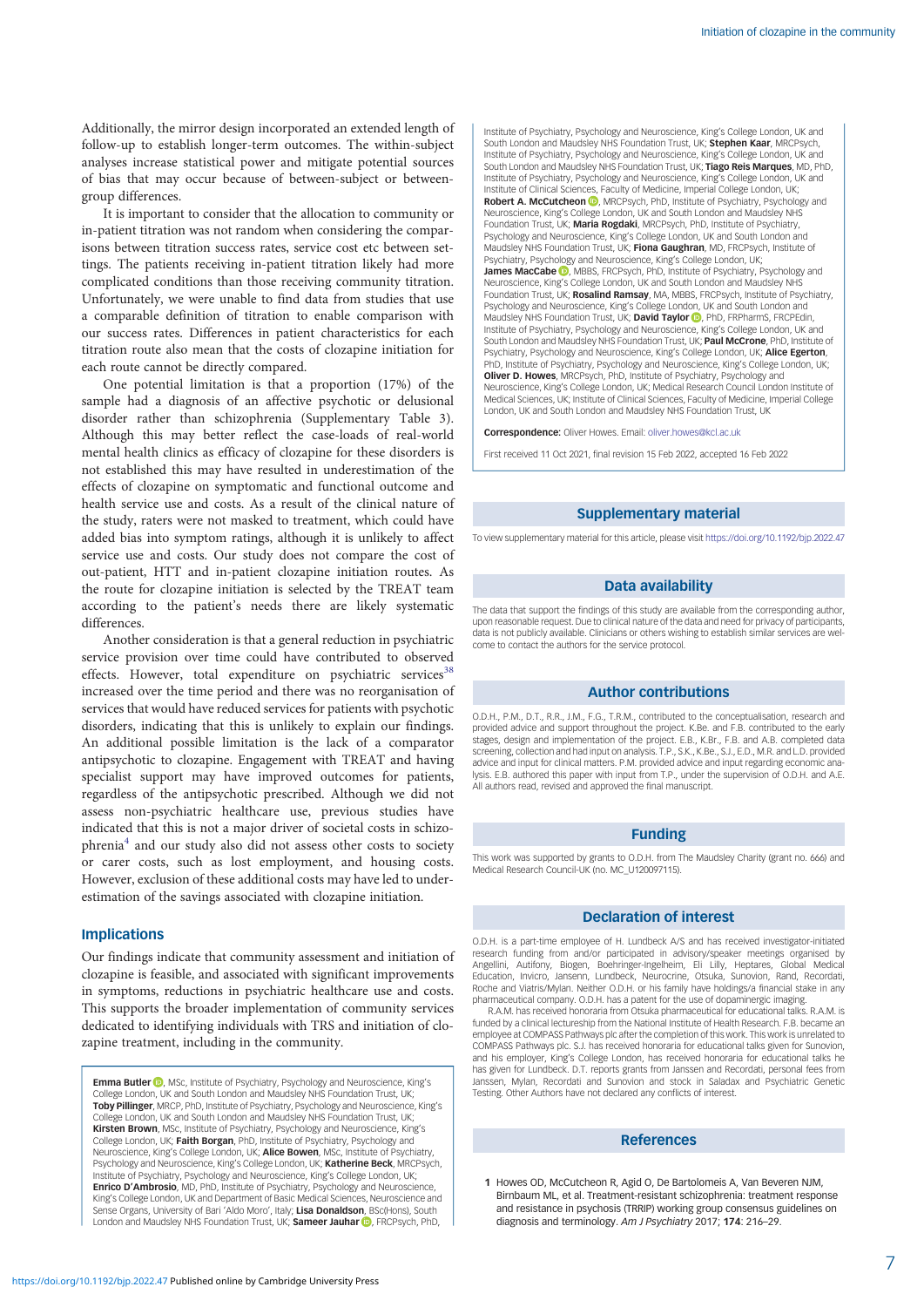Additionally, the mirror design incorporated an extended length of follow-up to establish longer-term outcomes. The within-subject analyses increase statistical power and mitigate potential sources of bias that may occur because of between-subject or between-group differences.

It is important to consider that the allocation to community or in-patient titration was not random when considering the comparisons between titration success rates, service cost etc between settings. The patients receiving in-patient titration likely had more complicated conditions than those receiving community titration. Unfortunately, we were unable to find data from studies that use a comparable definition of titration to enable comparison with our success rates. Differences in patient characteristics for each titration route also mean that the costs of clozapine initiation for each route cannot be directly compared.

One potential limitation is that a proportion (17%) of the sample had a diagnosis of an affective psychotic or delusional disorder rather than schizophrenia (Supplementary Table 3). Although this may better reflect the case-loads of real-world mental health clinics as efficacy of clozapine for these disorders is not established this may have resulted in underestimation of the effects of clozapine on symptomatic and functional outcome and health service use and costs. As a result of the clinical nature of the study, raters were not masked to treatment, which could have added bias into symptom ratings, although it is unlikely to affect service use and costs. Our study does not compare the cost of out-patient, HTT and in-patient clozapine initiation routes. As the route for clozapine initiation is selected by the TREAT team according to the patient's needs there are likely systematic differences.

Another consideration is that a general reduction in psychiatric service provision over time could have contributed to observed effects. However, total expenditure on psychiatric services[38] increased over the time period and there was no reorganisation of services that would have reduced services for patients with psychotic disorders, indicating that this is unlikely to explain our findings. An additional possible limitation is the lack of a comparator antipsychotic to clozapine. Engagement with TREAT and having specialist support may have improved outcomes for patients, regardless of the antipsychotic prescribed. Although we did not assess non-psychiatric healthcare use, previous studies have indicated that this is not a major driver of societal costs in schizophrenia[4] and our study also did not assess other costs to society or carer costs, such as lost employment, and housing costs. However, exclusion of these additional costs may have led to underestimation of the savings associated with clozapine initiation.

## Implications

Our findings indicate that community assessment and initiation of clozapine is feasible, and associated with significant improvements in symptoms, reductions in psychiatric healthcare use and costs. This supports the broader implementation of community services dedicated to identifying individuals with TRS and initiation of clozapine treatment, including in the community.

**Emma Butler**, MSc, Institute of Psychiatry, Psychology and Neuroscience, King's College London, UK and South London and Maudsley NHS Foundation Trust, UK; **Toby Pillinger**, MRCP, PhD, Institute of Psychiatry, Psychology and Neuroscience, King's College London, UK and South London and Maudsley NHS Foundation Trust, UK; **Kirsten Brown**, MSc, Institute of Psychiatry, Psychology and Neuroscience, King's College London, UK; **Faith Borgan**, PhD, Institute of Psychiatry, Psychology and Neuroscience, King's College London, UK; **Alice Bowen**, MSc, Institute of Psychiatry, Psychology and Neuroscience, King's College London, UK; **Katherine Beck**, MRCPsych, Institute of Psychiatry, Psychology and Neuroscience, King's College London, UK; **Enrico D'Ambrosio**, MD, PhD, Institute of Psychiatry, Psychology and Neuroscience, King's College London, UK and Department of Basic Medical Sciences, Neuroscience and Sense Organs, University of Bari 'Aldo Moro', Italy; **Lisa Donaldson**, BSc(Hons), South London and Maudsley NHS Foundation Trust, UK; **Sameer Jauhar**, FRCPsych, PhD, Institute of Psychiatry, Psychology and Neuroscience, King's College London, UK and South London and Maudsley NHS Foundation Trust, UK; **Stephen Kaar**, MRCPsych, Institute of Psychiatry, Psychology and Neuroscience, King's College London, UK and South London and Maudsley NHS Foundation Trust, UK; **Tiago Reis Marques**, MD, PhD, Institute of Psychiatry, Psychology and Neuroscience, King's College London, UK and Institute of Clinical Sciences, Faculty of Medicine, Imperial College London, UK; **Robert A. McCutcheon**, MRCPsych, PhD, Institute of Psychiatry, Psychology and Neuroscience, King's College London, UK and South London and Maudsley NHS Foundation Trust, UK; **Maria Rogdaki**, MRCPsych, PhD, Institute of Psychiatry, Psychology and Neuroscience, King's College London, UK and South London and Maudsley NHS Foundation Trust, UK; **Fiona Gaughran**, MD, FRCPsych, Institute of Psychiatry, Psychology and Neuroscience, King's College London, UK; **James MacCabe**, MBBS, FRCPsych, PhD, Institute of Psychiatry, Psychology and Neuroscience, King's College London, UK and South London and Maudsley NHS Foundation Trust, UK; **Rosalind Ramsay**, MA, MBBS, FRCPsych, Institute of Psychiatry, Psychology and Neuroscience, King's College London, UK and South London and Maudsley NHS Foundation Trust, UK; **David Taylor**, PhD, FRPharmS, FRCPEdin, Institute of Psychiatry, Psychology and Neuroscience, King's College London, UK and South London and Maudsley NHS Foundation Trust, UK; **Paul McCrone**, PhD, Institute of Psychiatry, Psychology and Neuroscience, King's College London, UK; **Alice Egerton**, PhD, Institute of Psychiatry, Psychology and Neuroscience, King's College London, UK; **Oliver D. Howes**, MRCPsych, PhD, Institute of Psychiatry, Psychology and Neuroscience, King's College London, UK; Medical Research Council London Institute of Medical Sciences, UK; Institute of Clinical Sciences, Faculty of Medicine, Imperial College London, UK and South London and Maudsley NHS Foundation Trust, UK

**Correspondence:** Oliver Howes. Email: oliver.howes@kcl.ac.uk

First received 11 Oct 2021, final revision 15 Feb 2022, accepted 16 Feb 2022

## Supplementary material

To view supplementary material for this article, please visit https://doi.org/10.1192/bjp.2022.47

## Data availability

The data that support the findings of this study are available from the corresponding author, upon reasonable request. Due to clinical nature of the data and need for privacy of participants, data is not publicly available. Clinicians or others wishing to establish similar services are welcome to contact the authors for the service protocol.

## Author contributions

O.D.H., P.M., D.T., R.R., J.M., F.G., T.R.M., contributed to the conceptualisation, research and provided advice and support throughout the project. K.Be. and F.B. contributed to the early stages, design and implementation of the project. E.B., K.Br., F.B. and A.B. completed data screening, collection and had input on analysis. T.P., S.K., K.Be., S.J., E.D., M.R. and L.D. provided advice and input for clinical matters. P.M. provided advice and input regarding economic analysis. E.B. authored this paper with input from T.P., under the supervision of O.D.H. and A.E. All authors read, revised and approved the final manuscript.

## Funding

This work was supported by grants to O.D.H. from The Maudsley Charity (grant no. 666) and Medical Research Council-UK (no. MC_U120097115).

## Declaration of interest

O.D.H. is a part-time employee of H. Lundbeck A/S and has received investigator-initiated research funding from and/or participated in advisory/speaker meetings organised by Angellini, Autifony, Biogen, Boehringer-Ingelheim, Eli Lilly, Heptares, Global Medical Education, Invicro, Jansenn, Lundbeck, Neurocrine, Otsuka, Sunovion, Rand, Recordati, Roche and Viatris/Mylan. Neither O.D.H. or his family have holdings/a financial stake in any pharmaceutical company. O.D.H. has a patent for the use of dopaminergic imaging.

R.A.M. has received honoraria from Otsuka pharmaceutical for educational talks. R.A.M. is funded by a clinical lectureship from the National Institute of Health Research. F.B. became an employee at COMPASS Pathways plc after the completion of this work. This work is unrelated to COMPASS Pathways plc. S.J. has received honoraria for educational talks given for Sunovion, and his employer, King's College London, has received honoraria for educational talks he has given for Lundbeck. D.T. reports grants from Janssen and Recordati, personal fees from Janssen, Mylan, Recordati and Sunovion and stock in Saladax and Psychiatric Genetic Testing. Other Authors have not declared any conflicts of interest.

## References

1 Howes OD, McCutcheon R, Agid O, De Bartolomeis A, Van Beveren NJM, Birnbaum ML, et al. Treatment-resistant schizophrenia: treatment response and resistance in psychosis (TRRIP) working group consensus guidelines on diagnosis and terminology. *Am J Psychiatry* 2017; **174**: 216–29.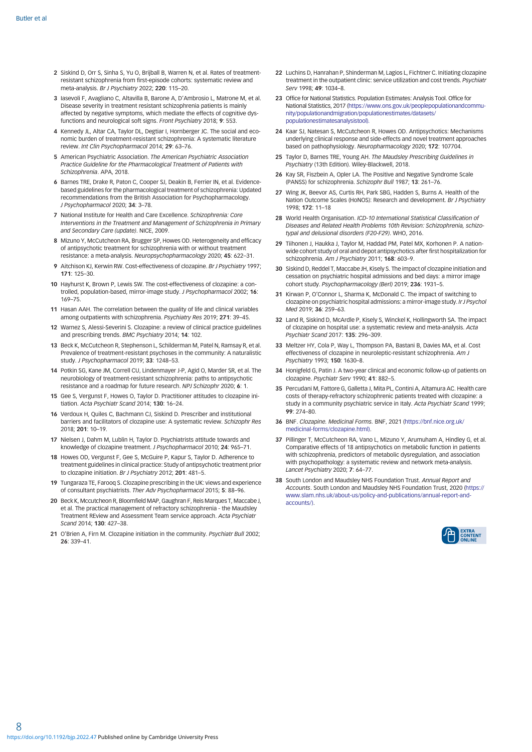2 Siskind D, Orr S, Sinha S, Yu O, Brijball B, Warren N, et al. Rates of treatment-resistant schizophrenia from first-episode cohorts: systematic review and meta-analysis. *Br J Psychiatry* 2022; **220**: 115–20.

3 Iasevoli F, Avagliano C, Altavilla B, Barone A, D'Ambrosio L, Matrone M, et al. Disease severity in treatment resistant schizophrenia patients is mainly affected by negative symptoms, which mediate the effects of cognitive dysfunctions and neurological soft signs. *Front Psychiatry* 2018; **9**: 553.

4 Kennedy JL, Altar CA, Taylor DL, Degtiar I, Hornberger JC. The social and economic burden of treatment-resistant schizophrenia: A systematic literature review. *Int Clin Psychopharmacol* 2014; **29**: 63–76.

5 American Psychiatric Association. *The American Psychiatric Association Practice Guideline for the Pharmacological Treatment of Patients with Schizophrenia*. APA, 2018.

6 Barnes TRE, Drake R, Paton C, Cooper SJ, Deakin B, Ferrier IN, et al. Evidence-based guidelines for the pharmacological treatment of schizophrenia: Updated recommendations from the British Association for Psychopharmacology. *J Psychopharmacol* 2020; **34**: 3–78.

7 National Institute for Health and Care Excellence. *Schizophrenia: Core Interventions in the Treatment and Management of Schizophrenia in Primary and Secondary Care (update)*. NICE, 2009.

8 Mizuno Y, McCutcheon RA, Brugger SP, Howes OD. Heterogeneity and efficacy of antipsychotic treatment for schizophrenia with or without treatment resistance: a meta-analysis. *Neuropsychopharmacology* 2020; **45**: 622–31.

9 Aitchison KJ, Kerwin RW. Cost-effectiveness of clozapine. *Br J Psychiatry* 1997; **171**: 125–30.

10 Hayhurst K, Brown P, Lewis SW. The cost-effectiveness of clozapine: a controlled, population-based, mirror-image study. *J Psychopharmacol* 2002; **16**: 169–75.

11 Hasan AAH. The correlation between the quality of life and clinical variables among outpatients with schizophrenia. *Psychiatry Res* 2019; **271**: 39–45.

12 Warnez S, Alessi-Severini S. Clozapine: a review of clinical practice guidelines and prescribing trends. *BMC Psychiatry* 2014; **14**: 102.

13 Beck K, McCutcheon R, Stephenson L, Schilderman M, Patel N, Ramsay R, et al. Prevalence of treatment-resistant psychoses in the community: A naturalistic study. *J Psychopharmacol* 2019; **33**: 1248–53.

14 Potkin SG, Kane JM, Correll CU, Lindenmayer J-P, Agid O, Marder SR, et al. The neurobiology of treatment-resistant schizophrenia: paths to antipsychotic resistance and a roadmap for future research. *NPJ Schizophr* 2020; **6**: 1.

15 Gee S, Vergunst F, Howes O, Taylor D. Practitioner attitudes to clozapine initiation. *Acta Psychiatr Scand* 2014; **130**: 16–24.

16 Verdoux H, Quiles C, Bachmann CJ, Siskind D. Prescriber and institutional barriers and facilitators of clozapine use: A systematic review. *Schizophr Res* 2018; **201**: 10–19.

17 Nielsen J, Dahm M, Lublin H, Taylor D. Psychiatrists attitude towards and knowledge of clozapine treatment. *J Psychopharmacol* 2010; **24**: 965–71.

18 Howes OD, Vergunst F, Gee S, McGuire P, Kapur S, Taylor D. Adherence to treatment guidelines in clinical practice: Study of antipsychotic treatment prior to clozapine initiation. *Br J Psychiatry* 2012; **201**: 481–5.

19 Tungaraza TE, Farooq S. Clozapine prescribing in the UK: views and experience of consultant psychiatrists. *Ther Adv Psychopharmacol* 2015; **5**: 88–96.

20 Beck K, Mccutcheon R, Bloomfield MAP, Gaughran F, Reis Marques T, Maccabe J, et al. The practical management of refractory schizophrenia - the Maudsley Treatment REview and Assessment Team service approach. *Acta Psychiatr Scand* 2014; **130**: 427–38.

21 O'Brien A, Firn M. Clozapine initiation in the community. *Psychiatr Bull* 2002; **26**: 339–41.

22 Luchins D, Hanrahan P, Shinderman M, Lagios L, Fichtner C. Initiating clozapine treatment in the outpatient clinic: service utilization and cost trends. *Psychiatr Serv* 1998; **49**: 1034–8.

23 Office for National Statistics. Population Estimates: Analysis Tool. Office for National Statistics, 2017 (https://www.ons.gov.uk/peoplepopulationandcommunity/populationandmigration/populationestimates/datasets/populationestimatesanalysistool).

24 Kaar SJ, Natesan S, McCutcheon R, Howes OD. Antipsychotics: Mechanisms underlying clinical response and side-effects and novel treatment approaches based on pathophysiology. *Neuropharmacology* 2020; **172**: 107704.

25 Taylor D, Barnes TRE, Young AH. *The Maudsley Prescribing Guidelines in Psychiatry* (13th Edition). Wiley-Blackwell, 2018.

26 Kay SR, Fiszbein A, Opler LA. The Positive and Negative Syndrome Scale (PANSS) for schizophrenia. *Schizophr Bull* 1987; **13**: 261–76.

27 Wing JK, Beevor AS, Curtis RH, Park SBG, Hadden S, Burns A. Health of the Nation Outcome Scales (HoNOS): Research and development. *Br J Psychiatry* 1998; **172**: 11–18

28 World Health Organisation. *ICD-10 International Statistical Classification of Diseases and Related Health Problems 10th Revision: Schizophrenia, schizotypal and delusional disorders (F20-F29)*. WHO, 2016.

29 Tiihonen J, Haukka J, Taylor M, Haddad PM, Patel MX, Korhonen P. A nation-wide cohort study of oral and depot antipsychotics after first hospitalization for schizophrenia. *Am J Psychiatry* 2011; **168**: 603–9.

30 Siskind D, Reddel T, Maccabe JH, Kisely S. The impact of clozapine initiation and cessation on psychiatric hospital admissions and bed days: a mirror image cohort study. *Psychopharmacology (Berl)* 2019; **236**: 1931–5.

31 Kirwan P, O'Connor L, Sharma K, McDonald C. The impact of switching to clozapine on psychiatric hospital admissions: a mirror-image study. *Ir J Psychol Med* 2019; **36**: 259–63.

32 Land R, Siskind D, McArdle P, Kisely S, Winckel K, Hollingworth SA. The impact of clozapine on hospital use: a systematic review and meta-analysis. *Acta Psychiatr Scand* 2017: **135**: 296–309.

33 Meltzer HY, Cola P, Way L, Thompson PA, Bastani B, Davies MA, et al. Cost effectiveness of clozapine in neuroleptic-resistant schizophrenia. *Am J Psychiatry* 1993; **150**: 1630–8.

34 Honigfeld G, Patin J. A two-year clinical and economic follow-up of patients on clozapine. *Psychiatr Serv* 1990; **41**: 882–5.

35 Percudani M, Fattore G, Galletta J, Mita PL, Contini A, Altamura AC. Health care costs of therapy-refractory schizophrenic patients treated with clozapine: a study in a community psychiatric service in Italy. *Acta Psychiatr Scand* 1999; **99**: 274–80.

36 BNF. *Clozapine. Medicinal Forms.* BNF, 2021 (https://bnf.nice.org.uk/medicinal-forms/clozapine.html).

37 Pillinger T, McCutcheon RA, Vano L, Mizuno Y, Arumuham A, Hindley G, et al. Comparative effects of 18 antipsychotics on metabolic function in patients with schizophrenia, predictors of metabolic dysregulation, and association with psychopathology: a systematic review and network meta-analysis. *Lancet Psychiatry* 2020; **7**: 64–77.

38 South London and Maudsley NHS Foundation Trust. *Annual Report and Accounts*. South London and Maudsley NHS Foundation Trust, 2020 (https://www.slam.nhs.uk/about-us/policy-and-publications/annual-report-and-accounts/).